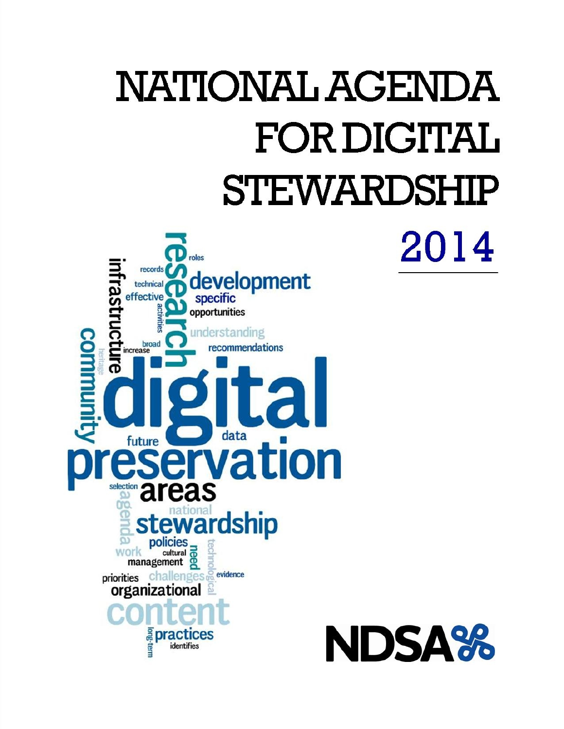# NATIONAL AGENDA FOR DIGITAL STEWARDSHIP

## 2014

NDSA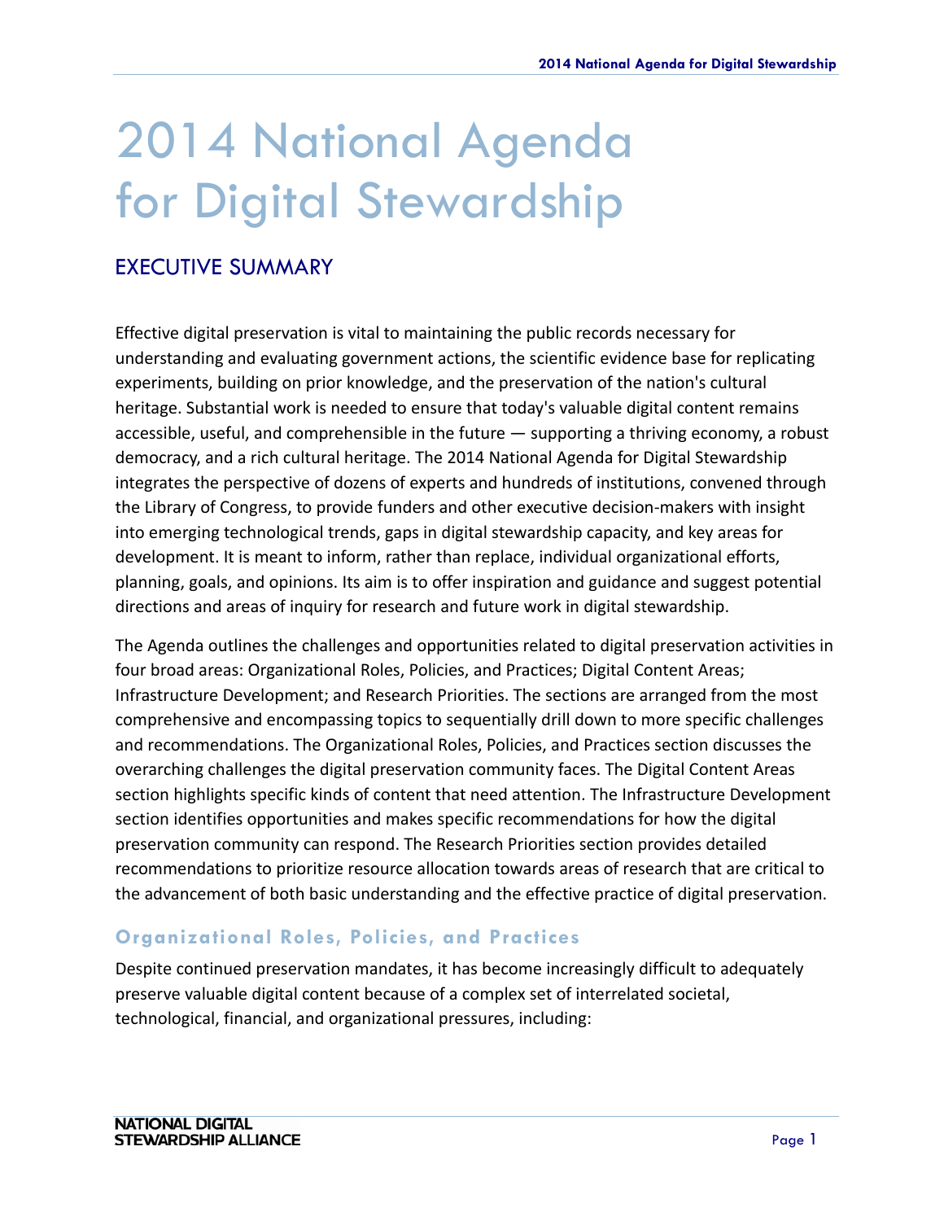# 2014 National Agenda for Digital Stewardship

## EXECUTIVE SUMMARY

Effective digital preservation is vital to maintaining the public records necessary for understanding and evaluating government actions, the scientific evidence base for replicating experiments, building on prior knowledge, and the preservation of the nation's cultural heritage. Substantial work is needed to ensure that today's valuable digital content remains accessible, useful, and comprehensible in the future — supporting a thriving economy, a robust democracy, and a rich cultural heritage. The 2014 National Agenda for Digital Stewardship integrates the perspective of dozens of experts and hundreds of institutions, convened through the Library of Congress, to provide funders and other executive decision-makers with insight into emerging technological trends, gaps in digital stewardship capacity, and key areas for development. It is meant to inform, rather than replace, individual organizational efforts, planning, goals, and opinions. Its aim is to offer inspiration and guidance and suggest potential directions and areas of inquiry for research and future work in digital stewardship.

The Agenda outlines the challenges and opportunities related to digital preservation activities in four broad areas: Organizational Roles, Policies, and Practices; Digital Content Areas; Infrastructure Development; and Research Priorities. The sections are arranged from the most comprehensive and encompassing topics to sequentially drill down to more specific challenges and recommendations. The Organizational Roles, Policies, and Practices section discusses the overarching challenges the digital preservation community faces. The Digital Content Areas section highlights specific kinds of content that need attention. The Infrastructure Development section identifies opportunities and makes specific recommendations for how the digital preservation community can respond. The Research Priorities section provides detailed recommendations to prioritize resource allocation towards areas of research that are critical to the advancement of both basic understanding and the effective practice of digital preservation.

### Organizational Roles, Policies, and Practices

Despite continued preservation mandates, it has become increasingly difficult to adequately preserve valuable digital content because of a complex set of interrelated societal, technological, financial, and organizational pressures, including: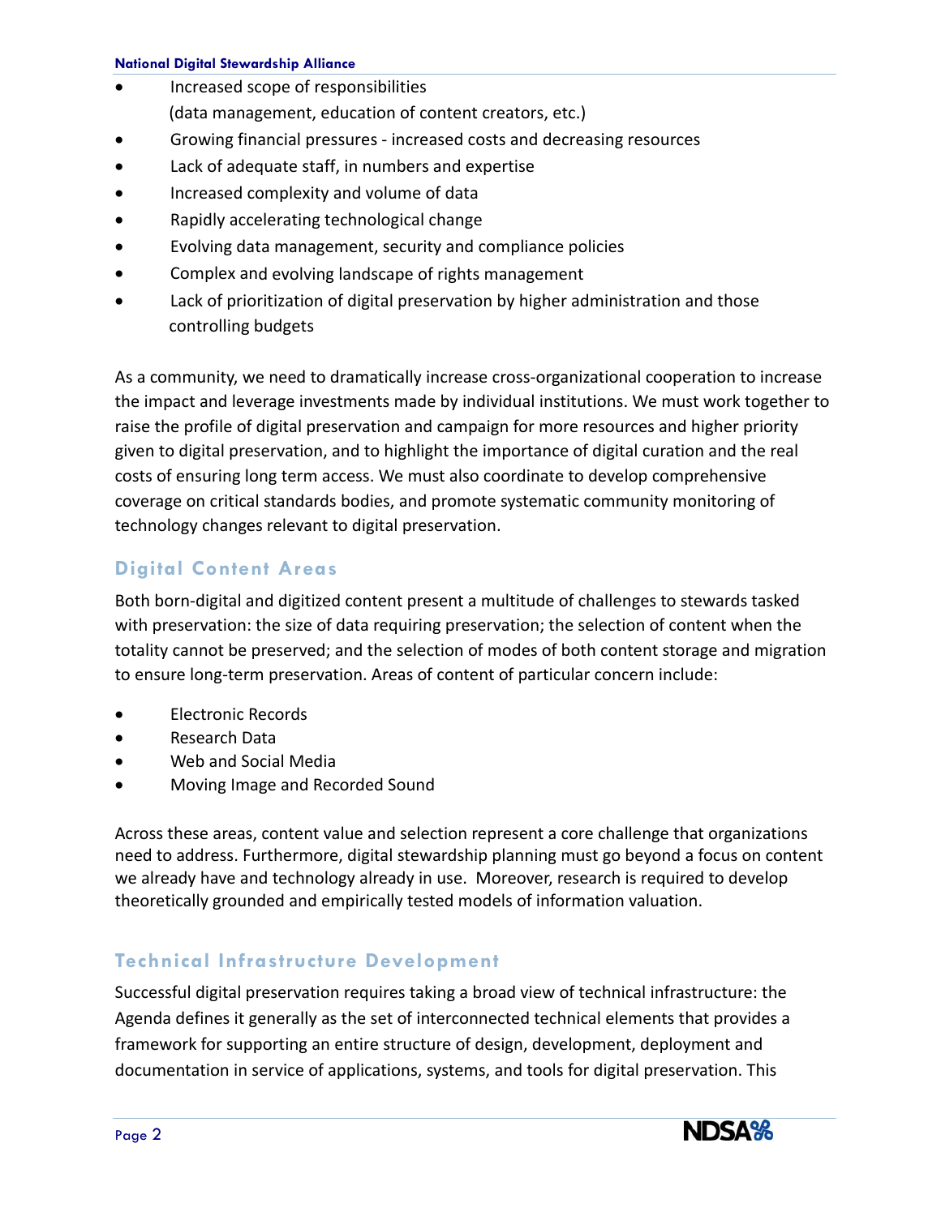- Increased scope of responsibilities (data management, education of content creators, etc.)
- Growing financial pressures - increased costs and decreasing resources
- Lack of adequate staff, in numbers and expertise
- Increased complexity and volume of data
- Rapidly accelerating technological change
- Evolving data management, security and compliance policies
- Complex and evolving landscape of rights management
- Lack of prioritization of digital preservation by higher administration and those controlling budgets

As a community, we need to dramatically increase cross-organizational cooperation to increase the impact and leverage investments made by individual institutions. We must work together to raise the profile of digital preservation and campaign for more resources and higher priority given to digital preservation, and to highlight the importance of digital curation and the real costs of ensuring long term access. We must also coordinate to develop comprehensive coverage on critical standards bodies, and promote systematic community monitoring of technology changes relevant to digital preservation.

## Digital Content Areas

Both born-digital and digitized content present a multitude of challenges to stewards tasked with preservation: the size of data requiring preservation; the selection of content when the totality cannot be preserved; and the selection of modes of both content storage and migration to ensure long-term preservation. Areas of content of particular concern include:

- Electronic Records
- Research Data
- Web and Social Media
- Moving Image and Recorded Sound

Across these areas, content value and selection represent a core challenge that organizations need to address. Furthermore, digital stewardship planning must go beyond a focus on content we already have and technology already in use. Moreover, research is required to develop theoretically grounded and empirically tested models of information valuation.

## Technical Infrastructure Development

Successful digital preservation requires taking a broad view of technical infrastructure: the Agenda defines it generally as the set of interconnected technical elements that provides a framework for supporting an entire structure of design, development, deployment and documentation in service of applications, systems, and tools for digital preservation. This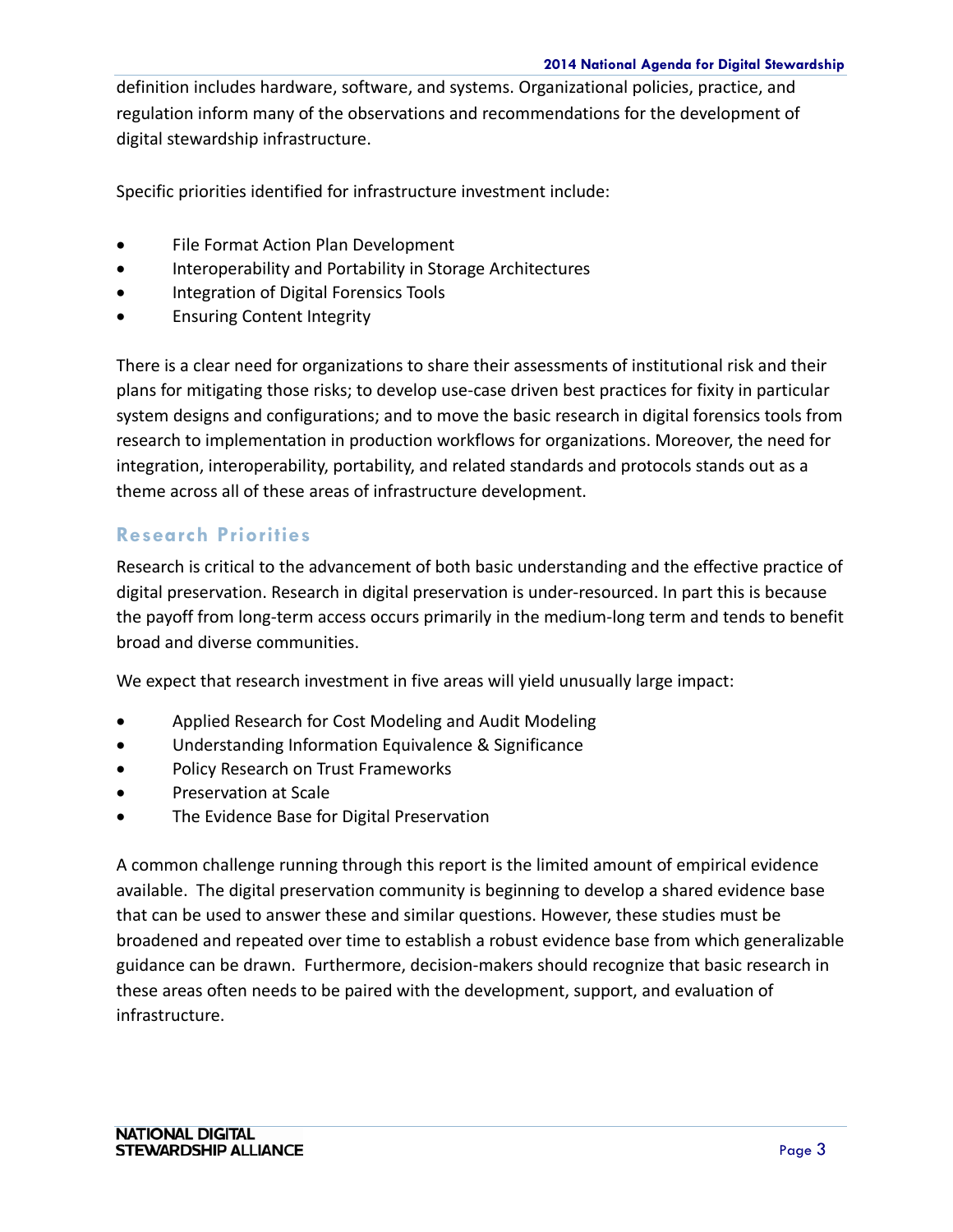definition includes hardware, software, and systems. Organizational policies, practice, and regulation inform many of the observations and recommendations for the development of digital stewardship infrastructure.

Specific priorities identified for infrastructure investment include:

- File Format Action Plan Development
- Interoperability and Portability in Storage Architectures
- Integration of Digital Forensics Tools
- Ensuring Content Integrity

There is a clear need for organizations to share their assessments of institutional risk and their plans for mitigating those risks; to develop use-case driven best practices for fixity in particular system designs and configurations; and to move the basic research in digital forensics tools from research to implementation in production workflows for organizations. Moreover, the need for integration, interoperability, portability, and related standards and protocols stands out as a theme across all of these areas of infrastructure development.

## Research Priorities

Research is critical to the advancement of both basic understanding and the effective practice of digital preservation. Research in digital preservation is under-resourced. In part this is because the payoff from long-term access occurs primarily in the medium-long term and tends to benefit broad and diverse communities.

We expect that research investment in five areas will yield unusually large impact:

- Applied Research for Cost Modeling and Audit Modeling
- Understanding Information Equivalence & Significance
- Policy Research on Trust Frameworks
- Preservation at Scale
- The Evidence Base for Digital Preservation

A common challenge running through this report is the limited amount of empirical evidence available. The digital preservation community is beginning to develop a shared evidence base that can be used to answer these and similar questions. However, these studies must be broadened and repeated over time to establish a robust evidence base from which generalizable guidance can be drawn. Furthermore, decision-makers should recognize that basic research in these areas often needs to be paired with the development, support, and evaluation of infrastructure.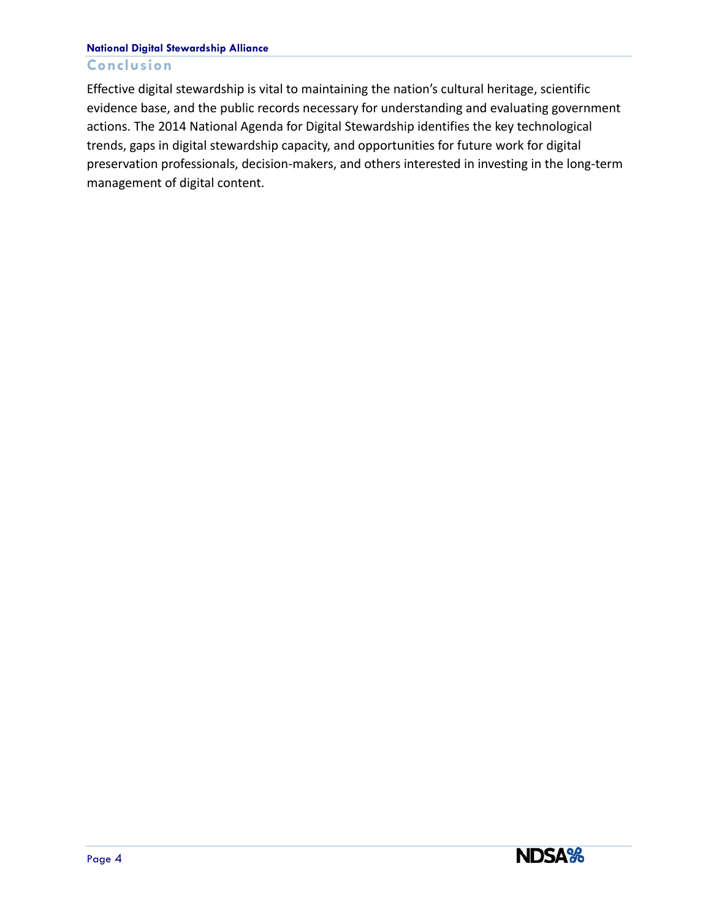## Conclusion

Effective digital stewardship is vital to maintaining the nation's cultural heritage, scientific evidence base, and the public records necessary for understanding and evaluating government actions. The 2014 National Agenda for Digital Stewardship identifies the key technological trends, gaps in digital stewardship capacity, and opportunities for future work for digital preservation professionals, decision-makers, and others interested in investing in the long-term management of digital content.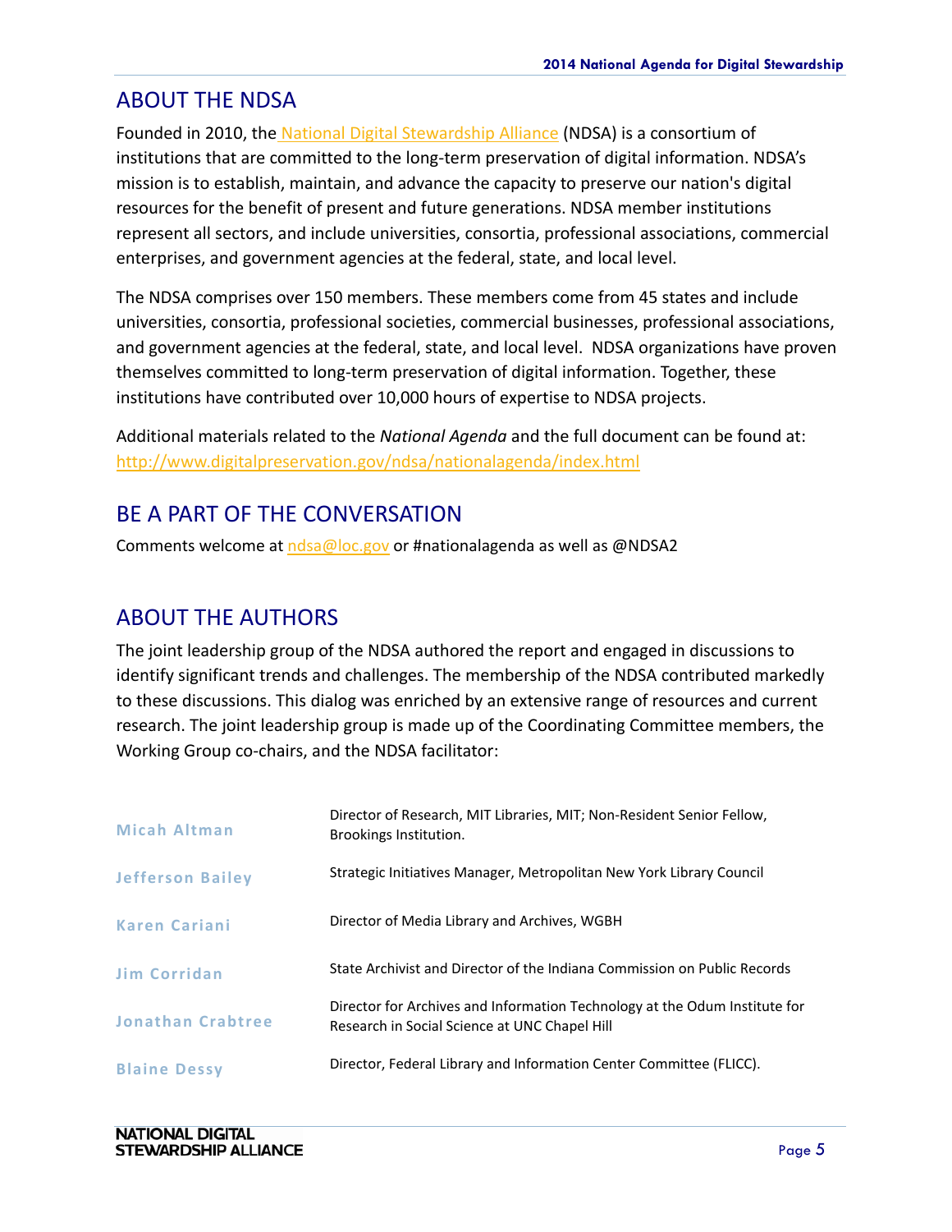## ABOUT THE NDSA

Founded in 2010, the National Digital Stewardship Alliance (NDSA) is a consortium of institutions that are committed to the long-term preservation of digital information. NDSA's mission is to establish, maintain, and advance the capacity to preserve our nation's digital resources for the benefit of present and future generations. NDSA member institutions represent all sectors, and include universities, consortia, professional associations, commercial enterprises, and government agencies at the federal, state, and local level.

The NDSA comprises over 150 members. These members come from 45 states and include universities, consortia, professional societies, commercial businesses, professional associations, and government agencies at the federal, state, and local level. NDSA organizations have proven themselves committed to long-term preservation of digital information. Together, these institutions have contributed over 10,000 hours of expertise to NDSA projects.

Additional materials related to the *National Agenda* and the full document can be found at: http://www.digitalpreservation.gov/ndsa/nationalagenda/index.html

## BE A PART OF THE CONVERSATION

Comments welcome at ndsa@loc.gov or #nationalagenda as well as @NDSA2

## ABOUT THE AUTHORS

The joint leadership group of the NDSA authored the report and engaged in discussions to identify significant trends and challenges. The membership of the NDSA contributed markedly to these discussions. This dialog was enriched by an extensive range of resources and current research. The joint leadership group is made up of the Coordinating Committee members, the Working Group co-chairs, and the NDSA facilitator:

| | |
|---|---|
| **Micah Altman** | Director of Research, MIT Libraries, MIT; Non-Resident Senior Fellow, Brookings Institution. |
| **Jefferson Bailey** | Strategic Initiatives Manager, Metropolitan New York Library Council |
| **Karen Cariani** | Director of Media Library and Archives, WGBH |
| **Jim Corridan** | State Archivist and Director of the Indiana Commission on Public Records |
| **Jonathan Crabtree** | Director for Archives and Information Technology at the Odum Institute for Research in Social Science at UNC Chapel Hill |
| **Blaine Dessy** | Director, Federal Library and Information Center Committee (FLICC). |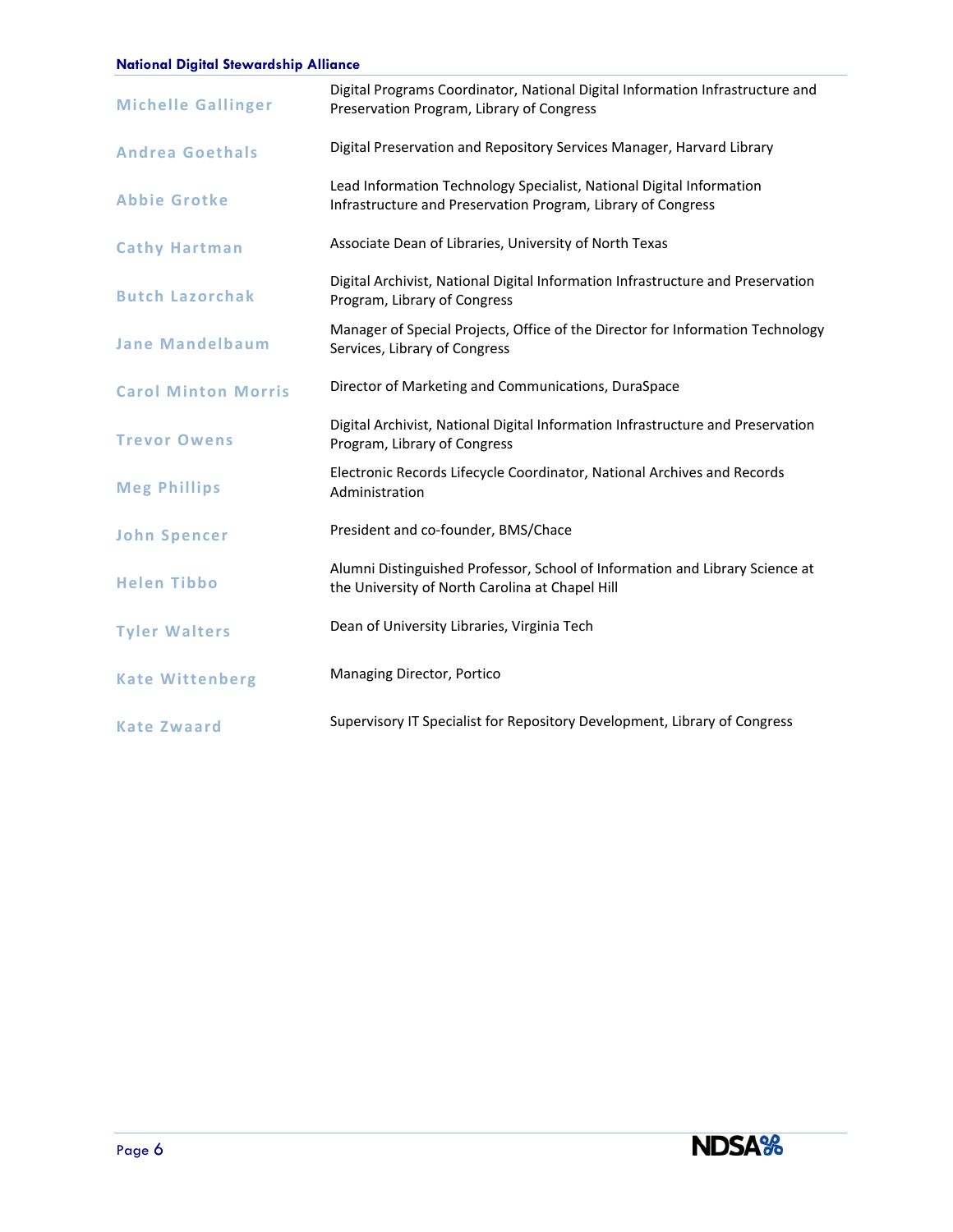| | |
|---|---|
| **Michelle Gallinger** | Digital Programs Coordinator, National Digital Information Infrastructure and Preservation Program, Library of Congress |
| **Andrea Goethals** | Digital Preservation and Repository Services Manager, Harvard Library |
| **Abbie Grotke** | Lead Information Technology Specialist, National Digital Information Infrastructure and Preservation Program, Library of Congress |
| **Cathy Hartman** | Associate Dean of Libraries, University of North Texas |
| **Butch Lazorchak** | Digital Archivist, National Digital Information Infrastructure and Preservation Program, Library of Congress |
| **Jane Mandelbaum** | Manager of Special Projects, Office of the Director for Information Technology Services, Library of Congress |
| **Carol Minton Morris** | Director of Marketing and Communications, DuraSpace |
| **Trevor Owens** | Digital Archivist, National Digital Information Infrastructure and Preservation Program, Library of Congress |
| **Meg Phillips** | Electronic Records Lifecycle Coordinator, National Archives and Records Administration |
| **John Spencer** | President and co-founder, BMS/Chace |
| **Helen Tibbo** | Alumni Distinguished Professor, School of Information and Library Science at the University of North Carolina at Chapel Hill |
| **Tyler Walters** | Dean of University Libraries, Virginia Tech |
| **Kate Wittenberg** | Managing Director, Portico |
| **Kate Zwaard** | Supervisory IT Specialist for Repository Development, Library of Congress |